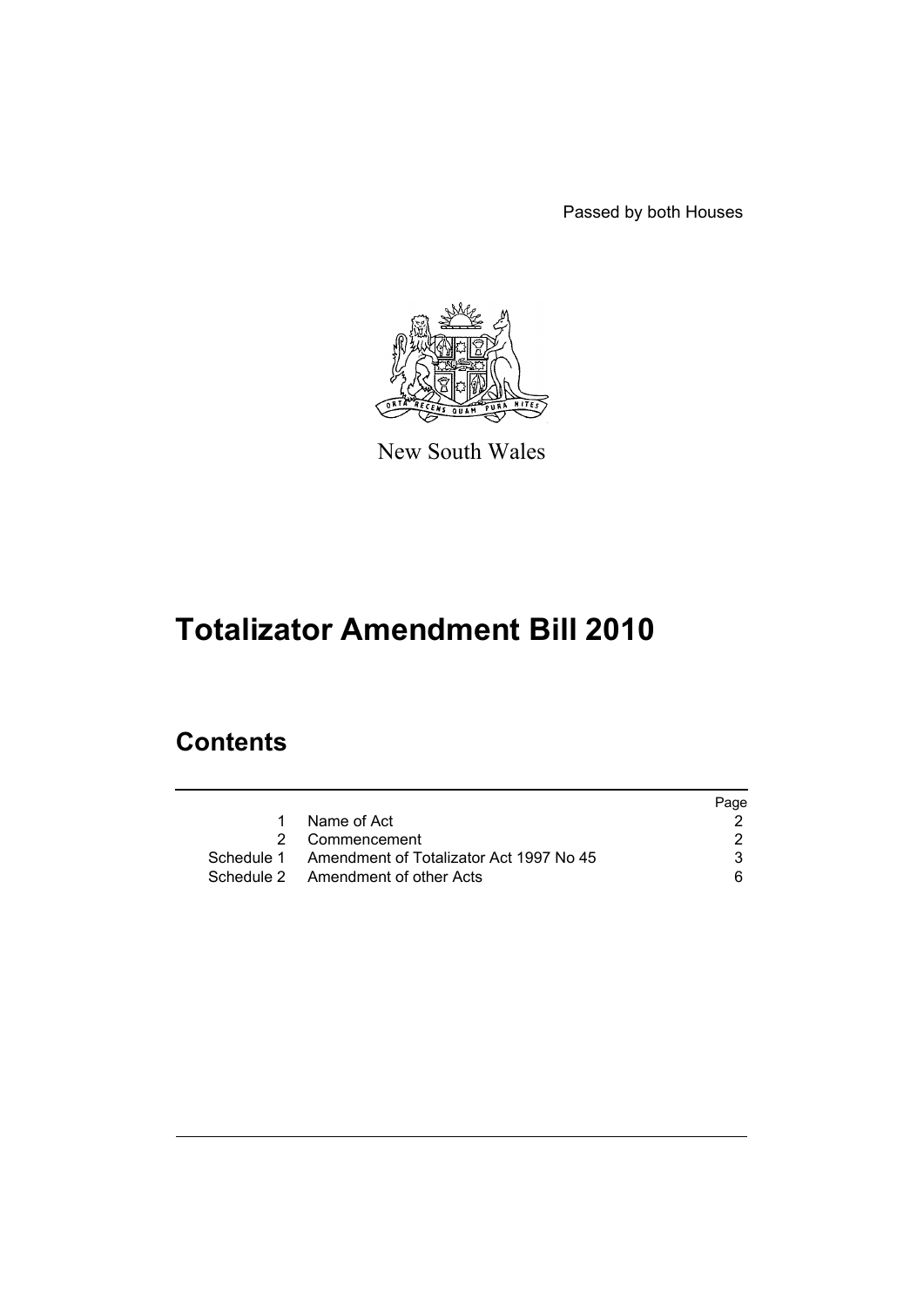Passed by both Houses

New South Wales

# Totalizator Amendment Bill 2010

## Contents

| | | Page |
|---|---|---|
| 1 | Name of Act | 2 |
| 2 | Commencement | 2 |
| Schedule 1 | Amendment of Totalizator Act 1997 No 45 | 3 |
| Schedule 2 | Amendment of other Acts | 6 |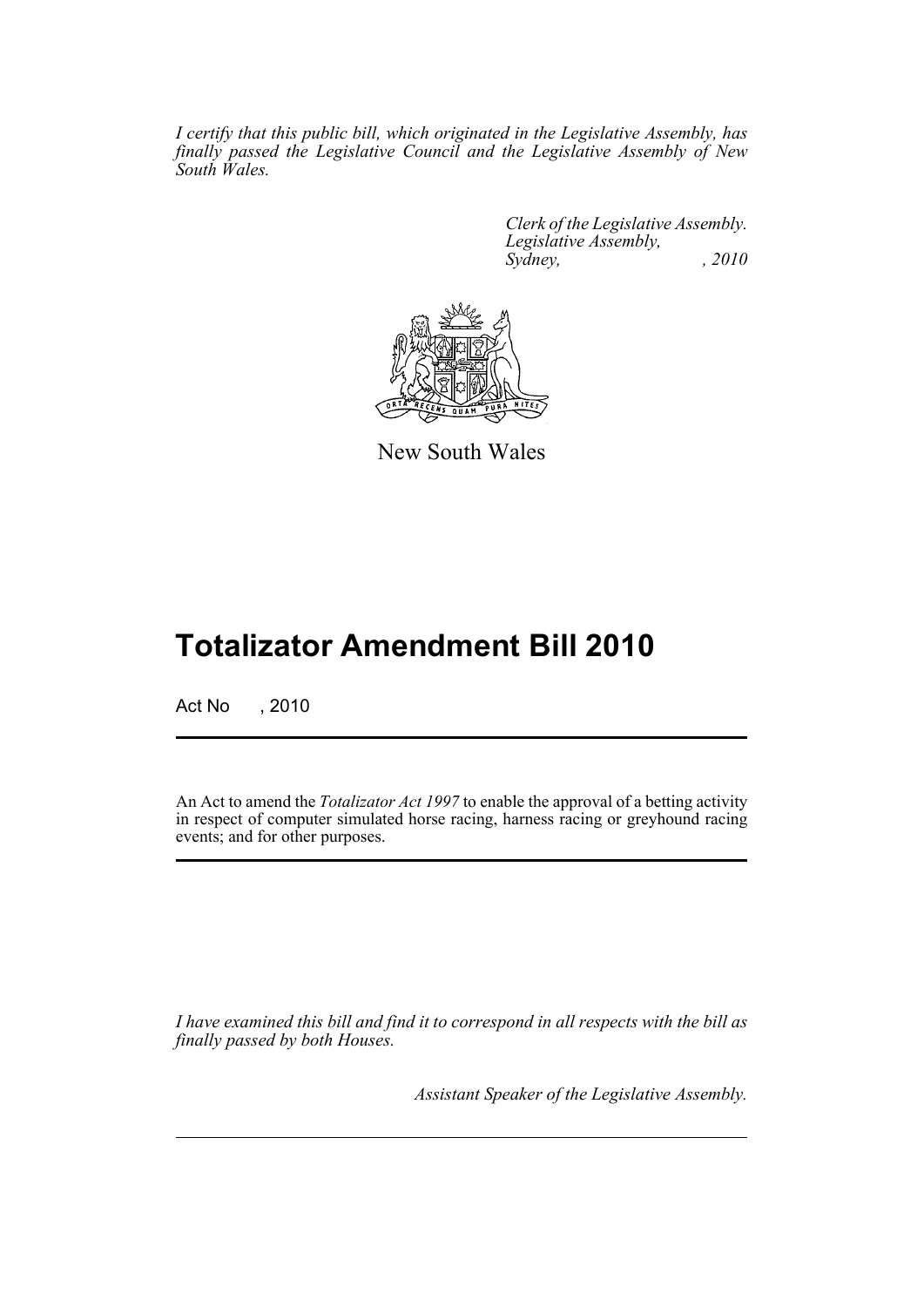*I certify that this public bill, which originated in the Legislative Assembly, has finally passed the Legislative Council and the Legislative Assembly of New South Wales.*

*Clerk of the Legislative Assembly.*
*Legislative Assembly,*
*Sydney, , 2010*

New South Wales

# Totalizator Amendment Bill 2010

Act No , 2010

An Act to amend the *Totalizator Act 1997* to enable the approval of a betting activity in respect of computer simulated horse racing, harness racing or greyhound racing events; and for other purposes.

*I have examined this bill and find it to correspond in all respects with the bill as finally passed by both Houses.*

*Assistant Speaker of the Legislative Assembly.*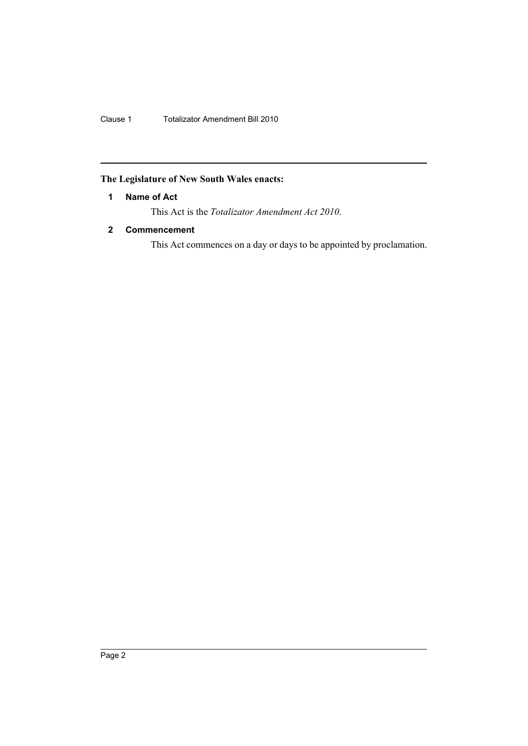**The Legislature of New South Wales enacts:**

## 1 Name of Act

This Act is the *Totalizator Amendment Act 2010*.

## 2 Commencement

This Act commences on a day or days to be appointed by proclamation.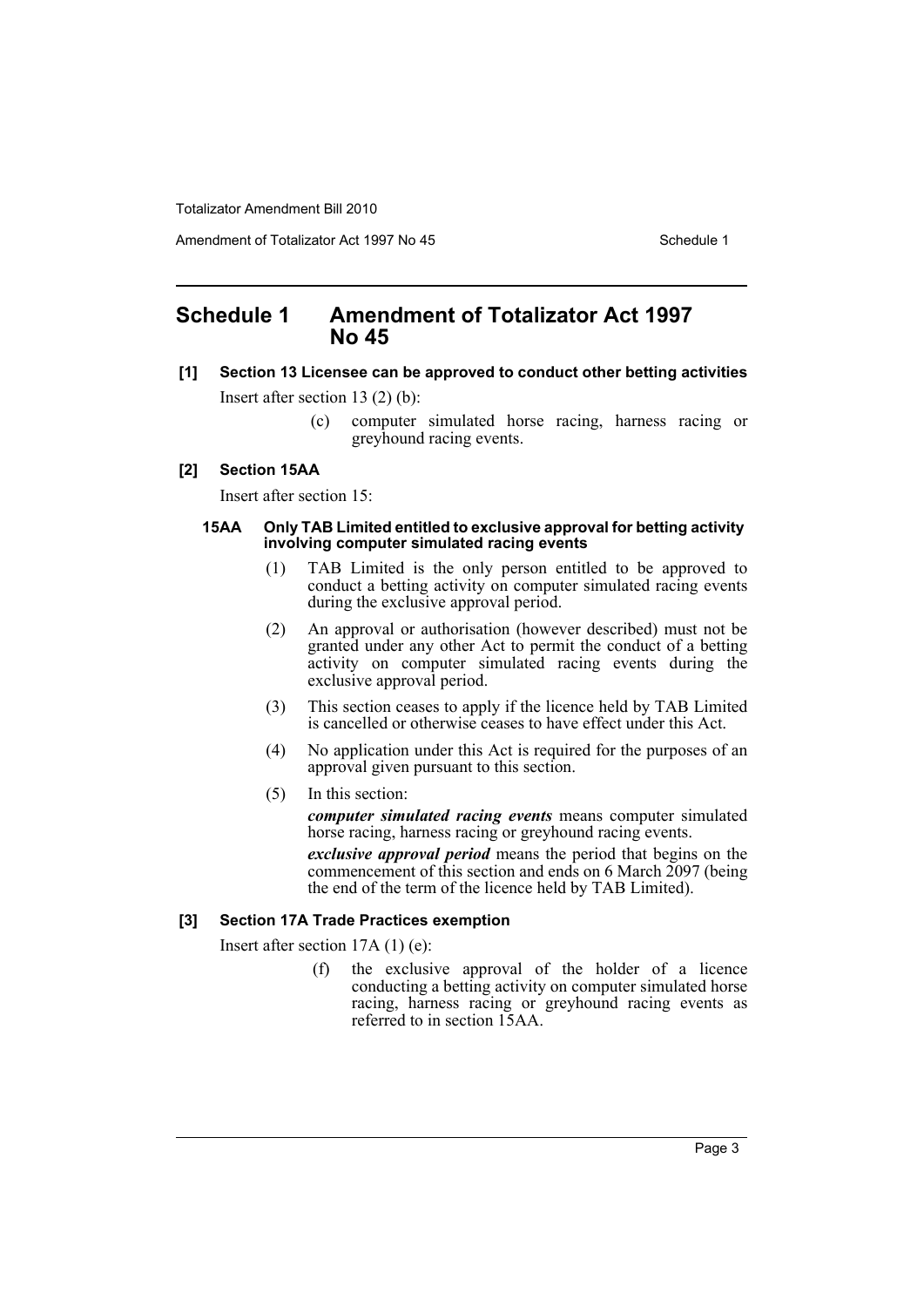# Schedule 1 Amendment of Totalizator Act 1997 No 45

## [1] Section 13 Licensee can be approved to conduct other betting activities

Insert after section 13 (2) (b):

> (c) computer simulated horse racing, harness racing or greyhound racing events.

## [2] Section 15AA

Insert after section 15:

### 15AA Only TAB Limited entitled to exclusive approval for betting activity involving computer simulated racing events

(1) TAB Limited is the only person entitled to be approved to conduct a betting activity on computer simulated racing events during the exclusive approval period.

(2) An approval or authorisation (however described) must not be granted under any other Act to permit the conduct of a betting activity on computer simulated racing events during the exclusive approval period.

(3) This section ceases to apply if the licence held by TAB Limited is cancelled or otherwise ceases to have effect under this Act.

(4) No application under this Act is required for the purposes of an approval given pursuant to this section.

(5) In this section:

***computer simulated racing events*** means computer simulated horse racing, harness racing or greyhound racing events.

***exclusive approval period*** means the period that begins on the commencement of this section and ends on 6 March 2097 (being the end of the term of the licence held by TAB Limited).

## [3] Section 17A Trade Practices exemption

Insert after section 17A (1) (e):

> (f) the exclusive approval of the holder of a licence conducting a betting activity on computer simulated horse racing, harness racing or greyhound racing events as referred to in section 15AA.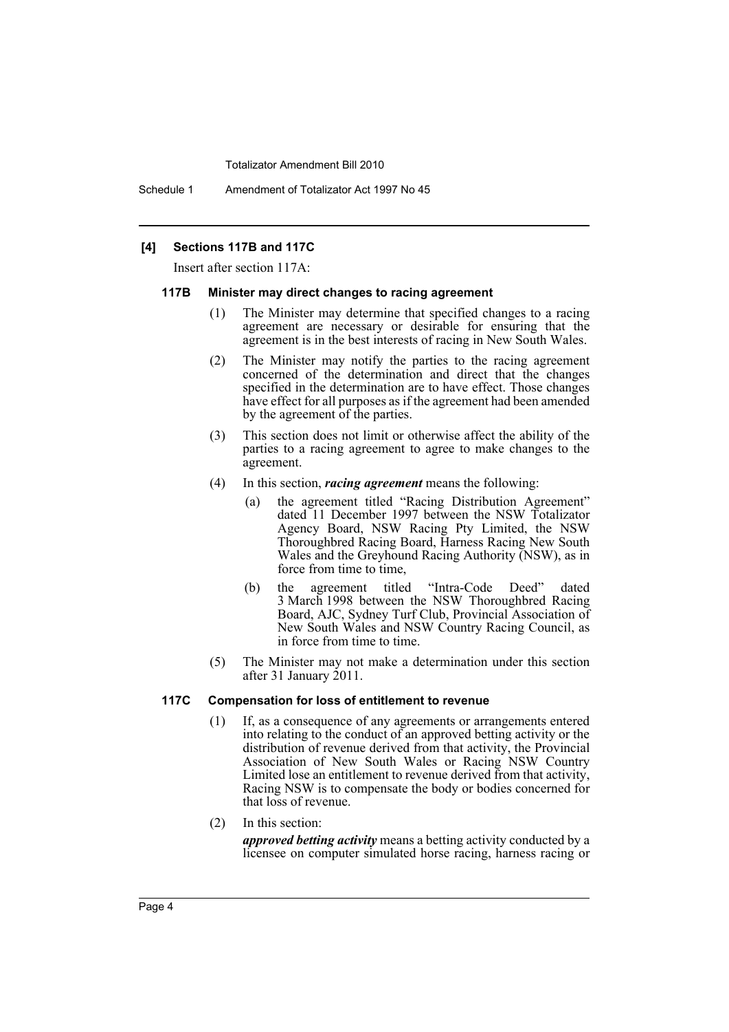**[4] Sections 117B and 117C**

Insert after section 117A:

**117B Minister may direct changes to racing agreement**

(1) The Minister may determine that specified changes to a racing agreement are necessary or desirable for ensuring that the agreement is in the best interests of racing in New South Wales.

(2) The Minister may notify the parties to the racing agreement concerned of the determination and direct that the changes specified in the determination are to have effect. Those changes have effect for all purposes as if the agreement had been amended by the agreement of the parties.

(3) This section does not limit or otherwise affect the ability of the parties to a racing agreement to agree to make changes to the agreement.

(4) In this section, ***racing agreement*** means the following:

(a) the agreement titled "Racing Distribution Agreement" dated 11 December 1997 between the NSW Totalizator Agency Board, NSW Racing Pty Limited, the NSW Thoroughbred Racing Board, Harness Racing New South Wales and the Greyhound Racing Authority (NSW), as in force from time to time,

(b) the agreement titled "Intra-Code Deed" dated 3 March 1998 between the NSW Thoroughbred Racing Board, AJC, Sydney Turf Club, Provincial Association of New South Wales and NSW Country Racing Council, as in force from time to time.

(5) The Minister may not make a determination under this section after 31 January 2011.

**117C Compensation for loss of entitlement to revenue**

(1) If, as a consequence of any agreements or arrangements entered into relating to the conduct of an approved betting activity or the distribution of revenue derived from that activity, the Provincial Association of New South Wales or Racing NSW Country Limited lose an entitlement to revenue derived from that activity, Racing NSW is to compensate the body or bodies concerned for that loss of revenue.

(2) In this section:

***approved betting activity*** means a betting activity conducted by a licensee on computer simulated horse racing, harness racing or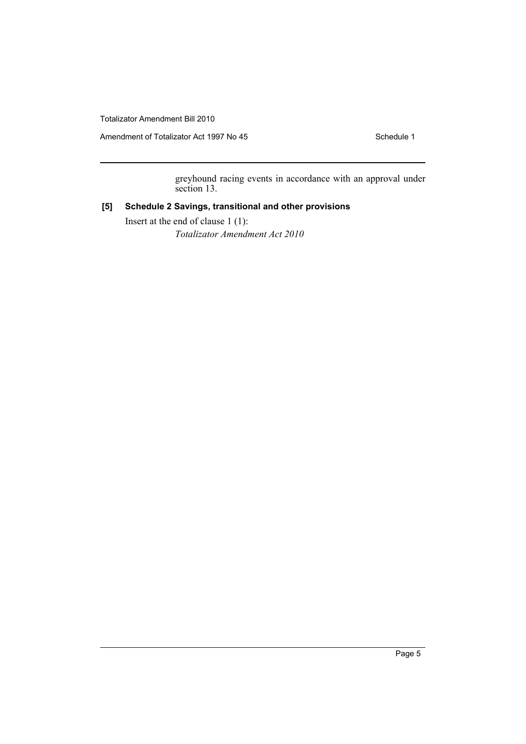greyhound racing events in accordance with an approval under section 13.

**[5] Schedule 2 Savings, transitional and other provisions**

Insert at the end of clause 1 (1):

*Totalizator Amendment Act 2010*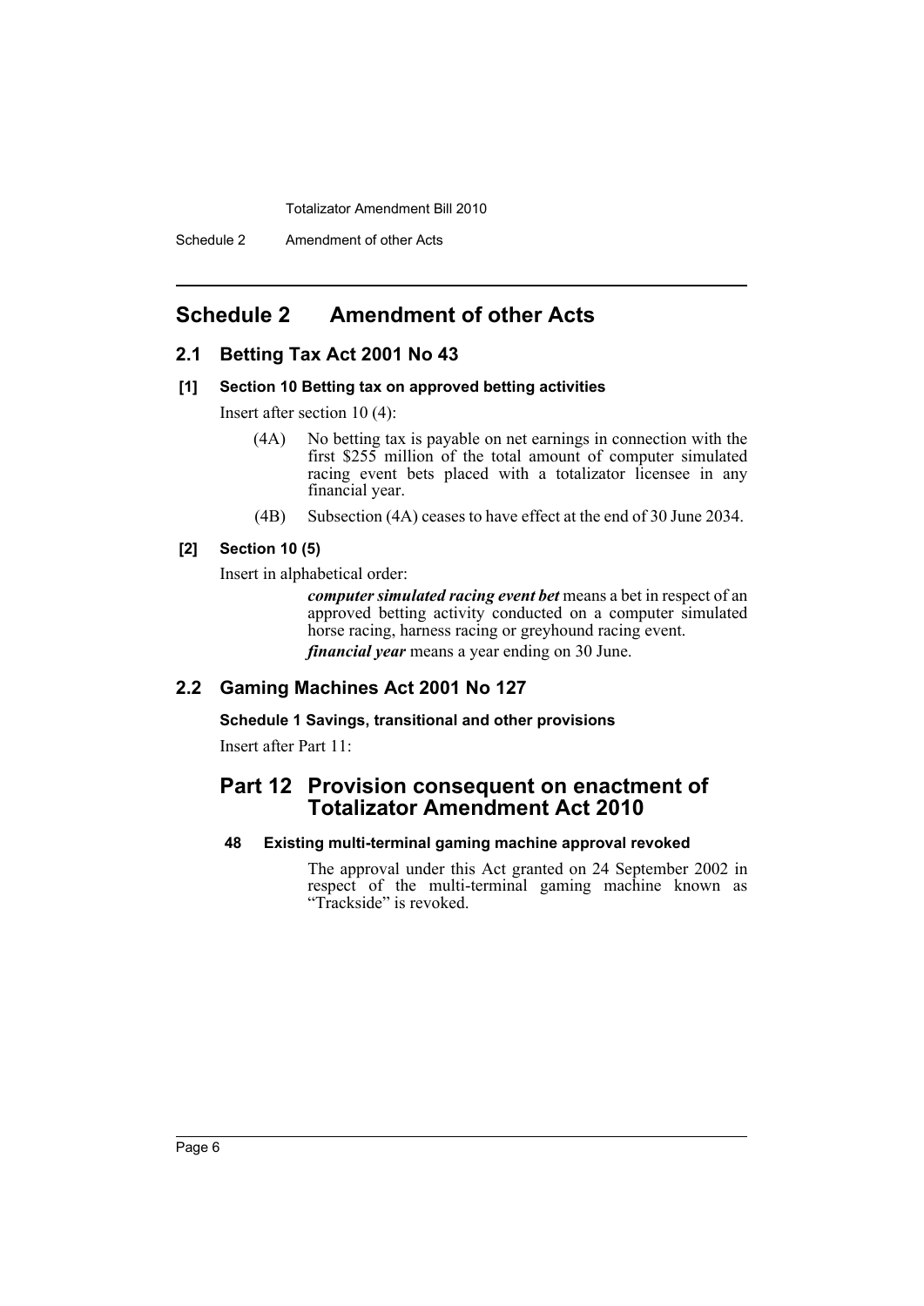# Schedule 2 Amendment of other Acts

## 2.1 Betting Tax Act 2001 No 43

### [1] Section 10 Betting tax on approved betting activities

Insert after section 10 (4):

(4A) No betting tax is payable on net earnings in connection with the first $255 million of the total amount of computer simulated racing event bets placed with a totalizator licensee in any financial year.

(4B) Subsection (4A) ceases to have effect at the end of 30 June 2034.

### [2] Section 10 (5)

Insert in alphabetical order:

***computer simulated racing event bet*** means a bet in respect of an approved betting activity conducted on a computer simulated horse racing, harness racing or greyhound racing event.

***financial year*** means a year ending on 30 June.

## 2.2 Gaming Machines Act 2001 No 127

### Schedule 1 Savings, transitional and other provisions

Insert after Part 11:

## Part 12 Provision consequent on enactment of Totalizator Amendment Act 2010

### 48 Existing multi-terminal gaming machine approval revoked

The approval under this Act granted on 24 September 2002 in respect of the multi-terminal gaming machine known as "Trackside" is revoked.